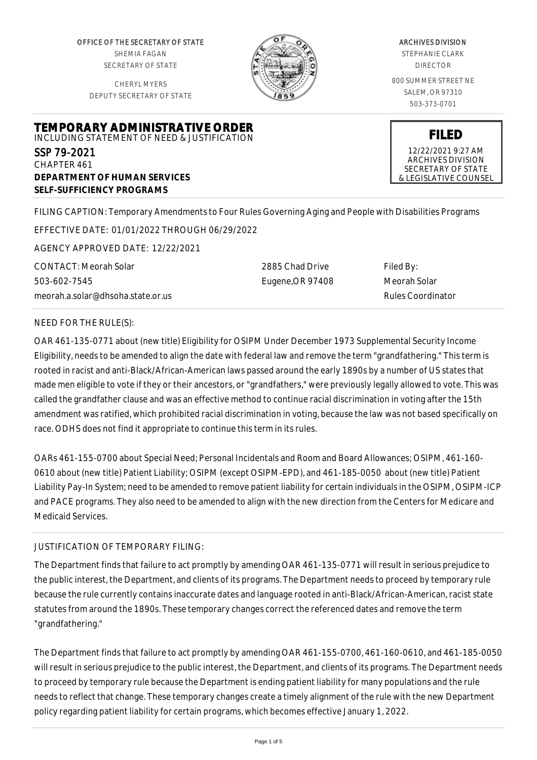OFFICE OF THE SECRETARY OF STATE
SHEMIA FAGAN
SECRETARY OF STATE

CHERYL MYERS
DEPUTY SECRETARY OF STATE

ARCHIVES DIVISION
STEPHANIE CLARK
DIRECTOR

800 SUMMER STREET NE
SALEM, OR 97310
503-373-0701

# TEMPORARY ADMINISTRATIVE ORDER

INCLUDING STATEMENT OF NEED & JUSTIFICATION

**FILED**
12/22/2021 9:27 AM
ARCHIVES DIVISION
SECRETARY OF STATE
& LEGISLATIVE COUNSEL

SSP 79-2021
CHAPTER 461
**DEPARTMENT OF HUMAN SERVICES**
**SELF-SUFFICIENCY PROGRAMS**

FILING CAPTION: Temporary Amendments to Four Rules Governing Aging and People with Disabilities Programs

EFFECTIVE DATE: 01/01/2022 THROUGH 06/29/2022

AGENCY APPROVED DATE: 12/22/2021

CONTACT: Meorah Solar
503-602-7545
meorah.a.solar@dhsoha.state.or.us

2885 Chad Drive
Eugene,OR 97408

Filed By:
Meorah Solar
Rules Coordinator

NEED FOR THE RULE(S):

OAR 461-135-0771 about (new title) Eligibility for OSIPM Under December 1973 Supplemental Security Income Eligibility, needs to be amended to align the date with federal law and remove the term "grandfathering." This term is rooted in racist and anti-Black/African-American laws passed around the early 1890s by a number of US states that made men eligible to vote if they or their ancestors, or "grandfathers," were previously legally allowed to vote. This was called the grandfather clause and was an effective method to continue racial discrimination in voting after the 15th amendment was ratified, which prohibited racial discrimination in voting, because the law was not based specifically on race. ODHS does not find it appropriate to continue this term in its rules.

OARs 461-155-0700 about Special Need; Personal Incidentals and Room and Board Allowances; OSIPM, 461-160-0610 about (new title) Patient Liability; OSIPM (except OSIPM-EPD), and 461-185-0050 about (new title) Patient Liability Pay-In System; need to be amended to remove patient liability for certain individuals in the OSIPM, OSIPM-ICP and PACE programs. They also need to be amended to align with the new direction from the Centers for Medicare and Medicaid Services.

JUSTIFICATION OF TEMPORARY FILING:

The Department finds that failure to act promptly by amending OAR 461-135-0771 will result in serious prejudice to the public interest, the Department, and clients of its programs. The Department needs to proceed by temporary rule because the rule currently contains inaccurate dates and language rooted in anti-Black/African-American, racist state statutes from around the 1890s. These temporary changes correct the referenced dates and remove the term "grandfathering."

The Department finds that failure to act promptly by amending OAR 461-155-0700, 461-160-0610, and 461-185-0050 will result in serious prejudice to the public interest, the Department, and clients of its programs. The Department needs to proceed by temporary rule because the Department is ending patient liability for many populations and the rule needs to reflect that change. These temporary changes create a timely alignment of the rule with the new Department policy regarding patient liability for certain programs, which becomes effective January 1, 2022.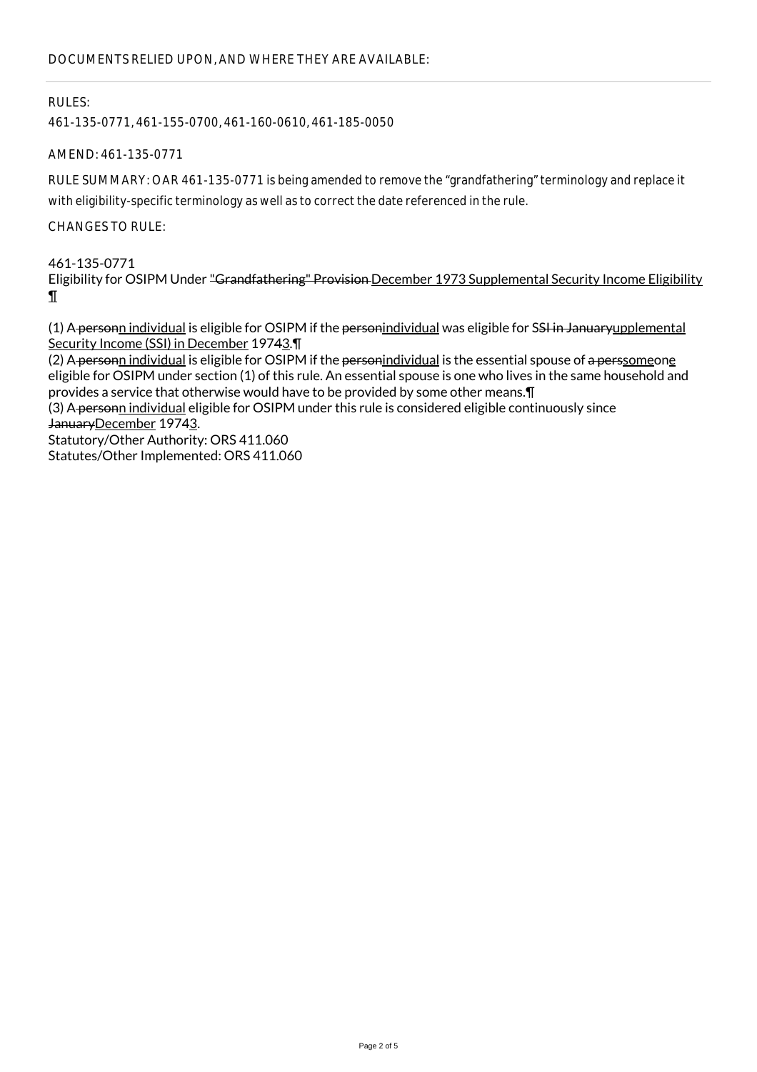DOCUMENTS RELIED UPON, AND WHERE THEY ARE AVAILABLE:

RULES:

461-135-0771, 461-155-0700, 461-160-0610, 461-185-0050

AMEND: 461-135-0771

RULE SUMMARY: OAR 461-135-0771 is being amended to remove the "grandfathering" terminology and replace it with eligibility-specific terminology as well as to correct the date referenced in the rule.

CHANGES TO RULE:

461-135-0771
Eligibility for OSIPM Under ~~"Grandfathering" Provision~~ December 1973 Supplemental Security Income Eligibility ¶

(1) A~~ person~~n individual is eligible for OSIPM if the ~~person~~individual was eligible for S~~SI in January~~upplemental Security Income (SSI) in December 197~~4~~3.¶
(2) A~~ person~~n individual is eligible for OSIPM if the ~~person~~individual is the essential spouse of ~~a pers~~someone eligible for OSIPM under section (1) of this rule. An essential spouse is one who lives in the same household and provides a service that otherwise would have to be provided by some other means.¶
(3) A~~ person~~n individual eligible for OSIPM under this rule is considered eligible continuously since ~~January~~December 197~~4~~3.
Statutory/Other Authority: ORS 411.060
Statutes/Other Implemented: ORS 411.060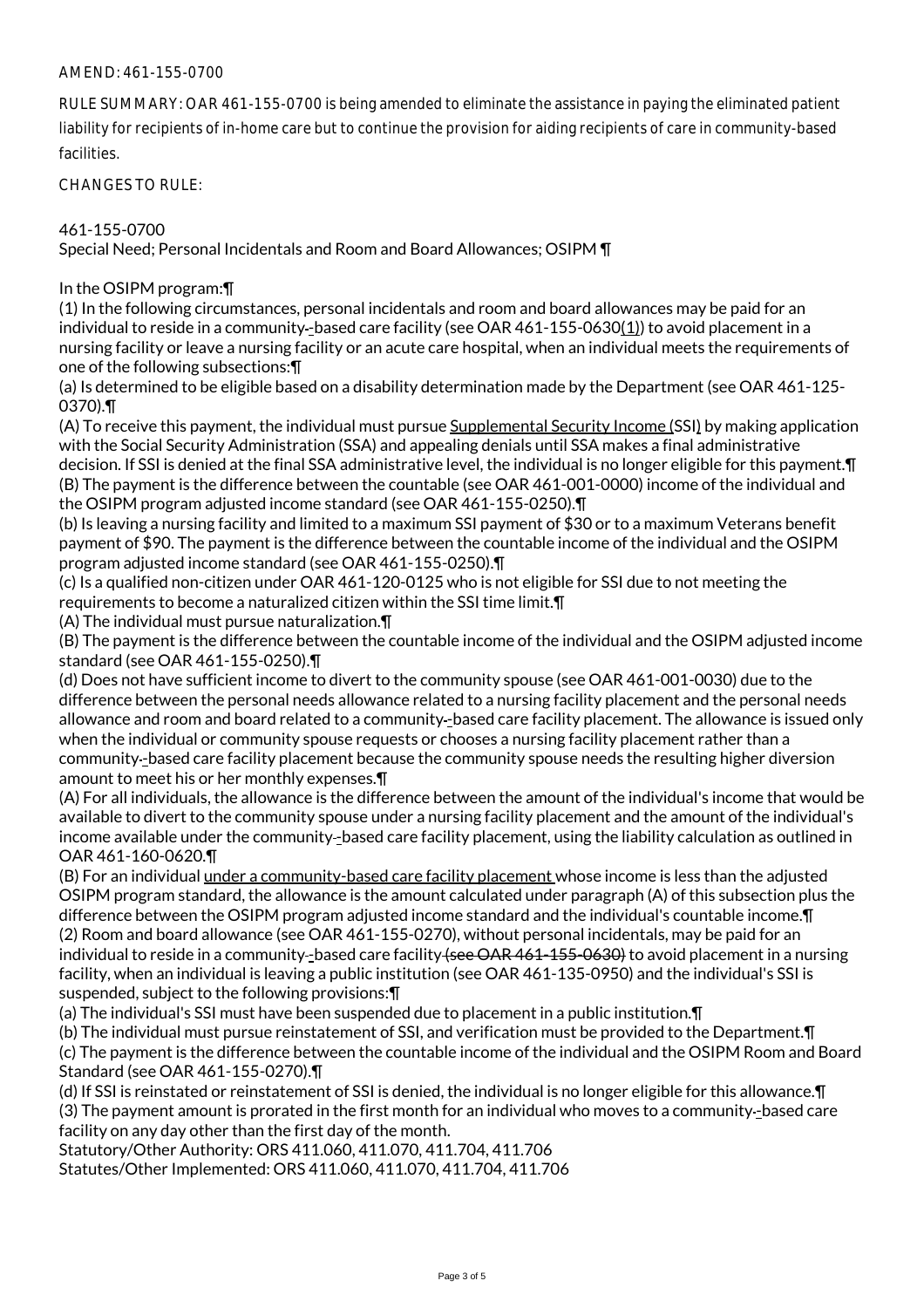AMEND: 461-155-0700

RULE SUMMARY: OAR 461-155-0700 is being amended to eliminate the assistance in paying the eliminated patient liability for recipients of in-home care but to continue the provision for aiding recipients of care in community-based facilities.

CHANGES TO RULE:

461-155-0700
Special Need; Personal Incidentals and Room and Board Allowances; OSIPM ¶

In the OSIPM program:¶
(1) In the following circumstances, personal incidentals and room and board allowances may be paid for an individual to reside in a community--based care facility (see OAR 461-155-0630(1)) to avoid placement in a nursing facility or leave a nursing facility or an acute care hospital, when an individual meets the requirements of one of the following subsections:¶
(a) Is determined to be eligible based on a disability determination made by the Department (see OAR 461-125-0370).¶
(A) To receive this payment, the individual must pursue Supplemental Security Income (SSI) by making application with the Social Security Administration (SSA) and appealing denials until SSA makes a final administrative decision. If SSI is denied at the final SSA administrative level, the individual is no longer eligible for this payment.¶
(B) The payment is the difference between the countable (see OAR 461-001-0000) income of the individual and the OSIPM program adjusted income standard (see OAR 461-155-0250).¶
(b) Is leaving a nursing facility and limited to a maximum SSI payment of $30 or to a maximum Veterans benefit payment of $90. The payment is the difference between the countable income of the individual and the OSIPM program adjusted income standard (see OAR 461-155-0250).¶
(c) Is a qualified non-citizen under OAR 461-120-0125 who is not eligible for SSI due to not meeting the requirements to become a naturalized citizen within the SSI time limit.¶
(A) The individual must pursue naturalization.¶
(B) The payment is the difference between the countable income of the individual and the OSIPM adjusted income standard (see OAR 461-155-0250).¶
(d) Does not have sufficient income to divert to the community spouse (see OAR 461-001-0030) due to the difference between the personal needs allowance related to a nursing facility placement and the personal needs allowance and room and board related to a community--based care facility placement. The allowance is issued only when the individual or community spouse requests or chooses a nursing facility placement rather than a community--based care facility placement because the community spouse needs the resulting higher diversion amount to meet his or her monthly expenses.¶
(A) For all individuals, the allowance is the difference between the amount of the individual's income that would be available to divert to the community spouse under a nursing facility placement and the amount of the individual's income available under the community--based care facility placement, using the liability calculation as outlined in OAR 461-160-0620.¶
(B) For an individual under a community-based care facility placement whose income is less than the adjusted OSIPM program standard, the allowance is the amount calculated under paragraph (A) of this subsection plus the difference between the OSIPM program adjusted income standard and the individual's countable income.¶
(2) Room and board allowance (see OAR 461-155-0270), without personal incidentals, may be paid for an individual to reside in a community--based care facility ~~(see OAR 461-155-0630)~~ to avoid placement in a nursing facility, when an individual is leaving a public institution (see OAR 461-135-0950) and the individual's SSI is suspended, subject to the following provisions:¶
(a) The individual's SSI must have been suspended due to placement in a public institution.¶
(b) The individual must pursue reinstatement of SSI, and verification must be provided to the Department.¶
(c) The payment is the difference between the countable income of the individual and the OSIPM Room and Board Standard (see OAR 461-155-0270).¶
(d) If SSI is reinstated or reinstatement of SSI is denied, the individual is no longer eligible for this allowance.¶
(3) The payment amount is prorated in the first month for an individual who moves to a community--based care facility on any day other than the first day of the month.
Statutory/Other Authority: ORS 411.060, 411.070, 411.704, 411.706
Statutes/Other Implemented: ORS 411.060, 411.070, 411.704, 411.706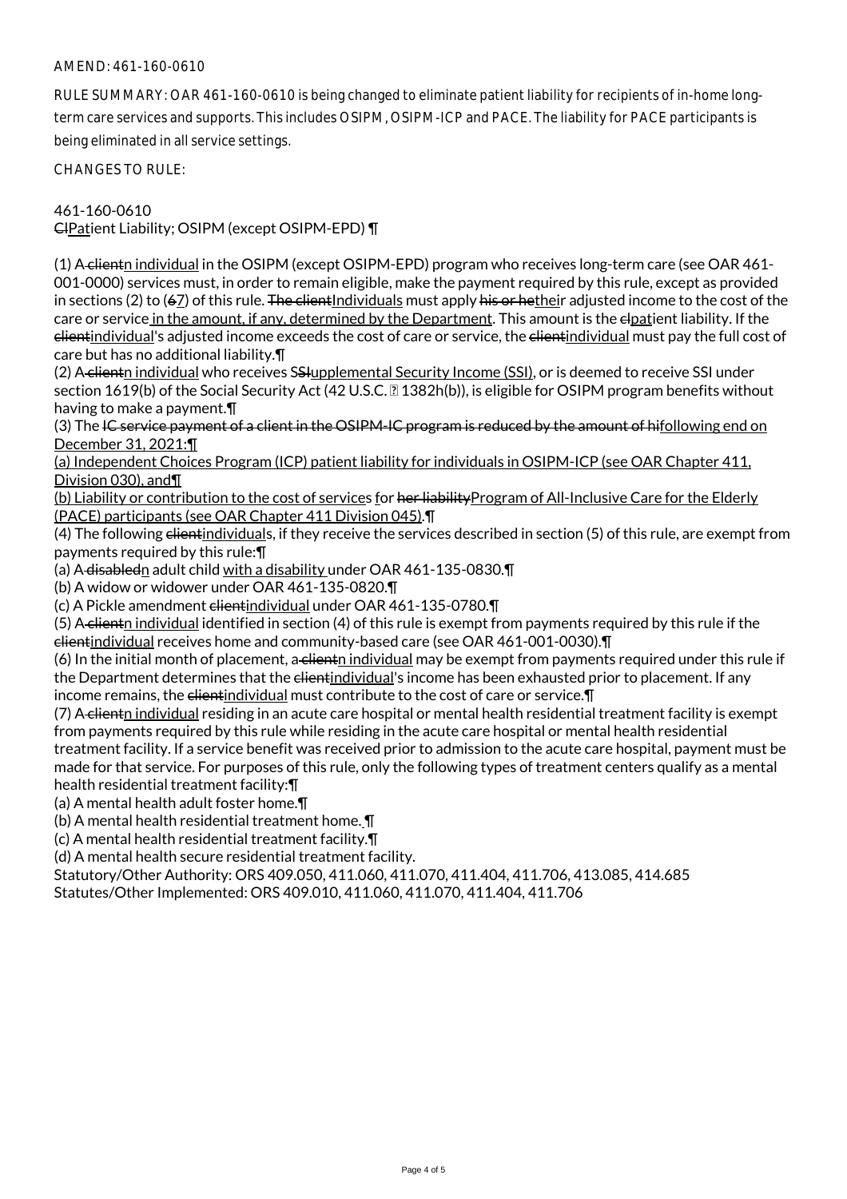AMEND: 461-160-0610

RULE SUMMARY: OAR 461-160-0610 is being changed to eliminate patient liability for recipients of in-home long-term care services and supports. This includes OSIPM, OSIPM-ICP and PACE. The liability for PACE participants is being eliminated in all service settings.

CHANGES TO RULE:

461-160-0610
~~Cl~~<u>Pat</u>ient Liability; OSIPM (except OSIPM-EPD) ¶

(1) A~~ client~~<u>n individual</u> in the OSIPM (except OSIPM-EPD) program who receives long-term care (see OAR 461-001-0000) services must, in order to remain eligible, make the payment required by this rule, except as provided in sections (2) to (~~6~~<u>7</u>) of this rule. ~~The client~~<u>Individuals</u> must apply ~~his or he~~<u>thei</u>r adjusted income to the cost of the care or service<u> in the amount, if any, determined by the Department</u>. This amount is the ~~cl~~<u>pat</u>ient liability. If the ~~client~~<u>individual</u>'s adjusted income exceeds the cost of care or service, the ~~client~~<u>individual</u> must pay the full cost of care but has no additional liability.¶
(2) A~~ client~~<u>n individual</u> who receives S~~SI~~<u>upplemental Security Income (SSI)</u>, or is deemed to receive SSI under section 1619(b) of the Social Security Act (42 U.S.C. § 1382h(b)), is eligible for OSIPM program benefits without having to make a payment.¶
(3) The ~~IC service payment of a client in the OSIPM-IC program is reduced by the amount of hi~~<u>following end on December 31, 2021:</u>¶
<u>(a) Independent Choices Program (ICP) patient liability for individuals in OSIPM-ICP (see OAR Chapter 411, Division 030), and</u>¶
<u>(b) Liability or contribution to the cost of service</u>s for ~~her liability~~<u>Program of All-Inclusive Care for the Elderly (PACE) participants (see OAR Chapter 411 Division 045)</u>.¶
(4) The following ~~client~~<u>individual</u>s, if they receive the services described in section (5) of this rule, are exempt from payments required by this rule:¶
(a) A~~ disabled~~<u>n</u> adult child <u>with a disability </u>under OAR 461-135-0830.¶
(b) A widow or widower under OAR 461-135-0820.¶
(c) A Pickle amendment ~~client~~<u>individual</u> under OAR 461-135-0780.¶
(5) A~~ client~~<u>n individual</u> identified in section (4) of this rule is exempt from payments required by this rule if the ~~client~~<u>individual</u> receives home and community-based care (see OAR 461-001-0030).¶
(6) In the initial month of placement, a~~ client~~<u>n individual</u> may be exempt from payments required under this rule if the Department determines that the ~~client~~<u>individual</u>'s income has been exhausted prior to placement. If any income remains, the ~~client~~<u>individual</u> must contribute to the cost of care or service.¶
(7) A~~ client~~<u>n individual</u> residing in an acute care hospital or mental health residential treatment facility is exempt from payments required by this rule while residing in the acute care hospital or mental health residential treatment facility. If a service benefit was received prior to admission to the acute care hospital, payment must be made for that service. For purposes of this rule, only the following types of treatment centers qualify as a mental health residential treatment facility:¶
(a) A mental health adult foster home.¶
(b) A mental health residential treatment home.<u> </u>¶
(c) A mental health residential treatment facility.¶
(d) A mental health secure residential treatment facility.

Statutory/Other Authority: ORS 409.050, 411.060, 411.070, 411.404, 411.706, 413.085, 414.685
Statutes/Other Implemented: ORS 409.010, 411.060, 411.070, 411.404, 411.706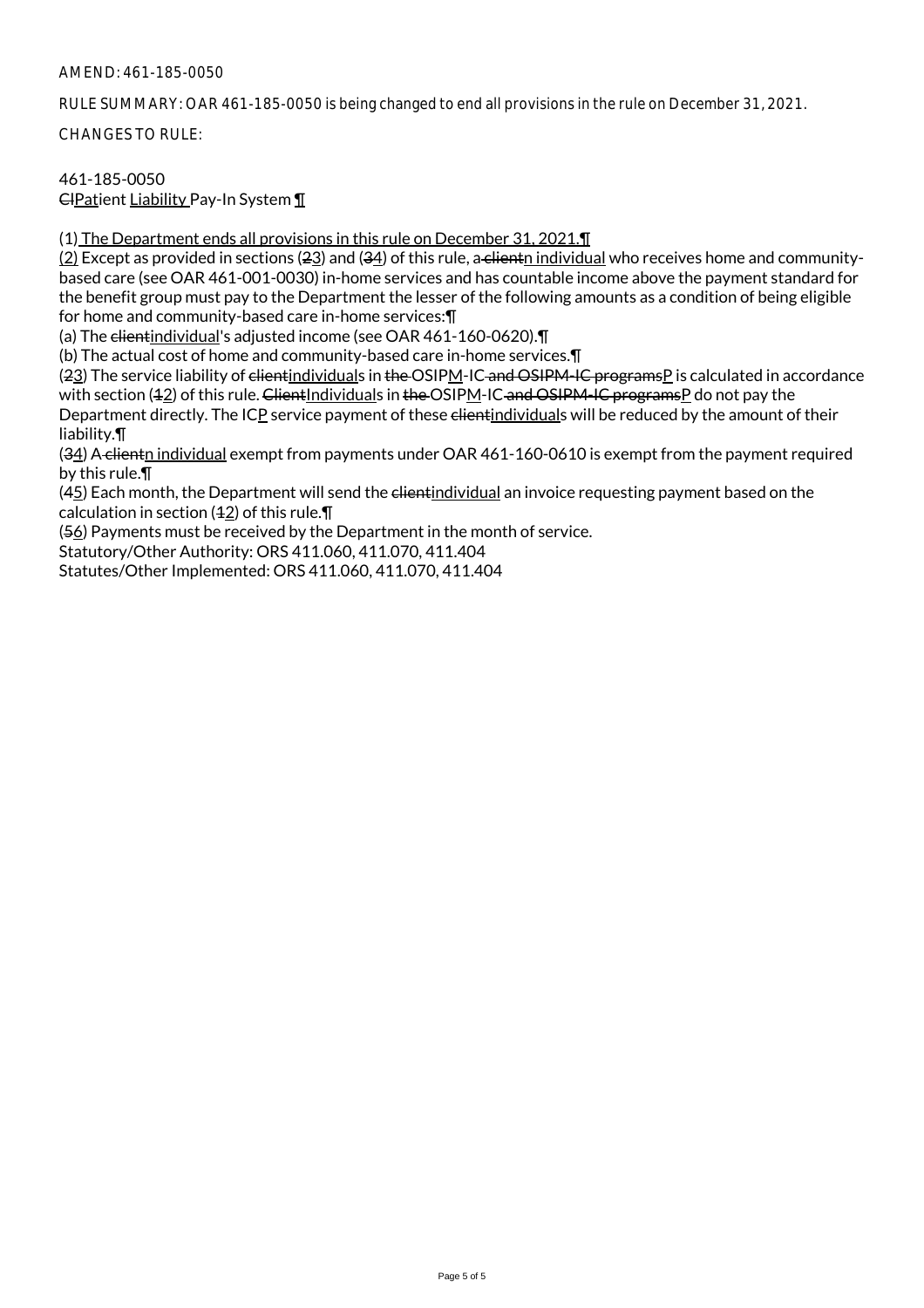AMEND: 461-185-0050

RULE SUMMARY: OAR 461-185-0050 is being changed to end all provisions in the rule on December 31, 2021.

CHANGES TO RULE:

461-185-0050
~~Cl~~Patient Liability Pay-In System ¶

(1) The Department ends all provisions in this rule on December 31, 2021.¶
(2) Except as provided in sections (~~2~~3) and (~~3~~4) of this rule, a~~ client~~n individual who receives home and community-based care (see OAR 461-001-0030) in-home services and has countable income above the payment standard for the benefit group must pay to the Department the lesser of the following amounts as a condition of being eligible for home and community-based care in-home services:¶
(a) The ~~client~~individual's adjusted income (see OAR 461-160-0620).¶
(b) The actual cost of home and community-based care in-home services.¶
(~~2~~3) The service liability of ~~client~~individuals in ~~the~~ OSIPM-IC~~ and OSIPM-IC programs~~P is calculated in accordance with section (~~1~~2) of this rule. ~~Client~~Individuals in ~~the~~ OSIPM-IC~~ and OSIPM-IC programs~~P do not pay the Department directly. The ICP service payment of these ~~client~~individuals will be reduced by the amount of their liability.¶
(~~3~~4) A~~ client~~n individual exempt from payments under OAR 461-160-0610 is exempt from the payment required by this rule.¶
(~~4~~5) Each month, the Department will send the ~~client~~individual an invoice requesting payment based on the calculation in section (~~1~~2) of this rule.¶
(~~5~~6) Payments must be received by the Department in the month of service.
Statutory/Other Authority: ORS 411.060, 411.070, 411.404
Statutes/Other Implemented: ORS 411.060, 411.070, 411.404